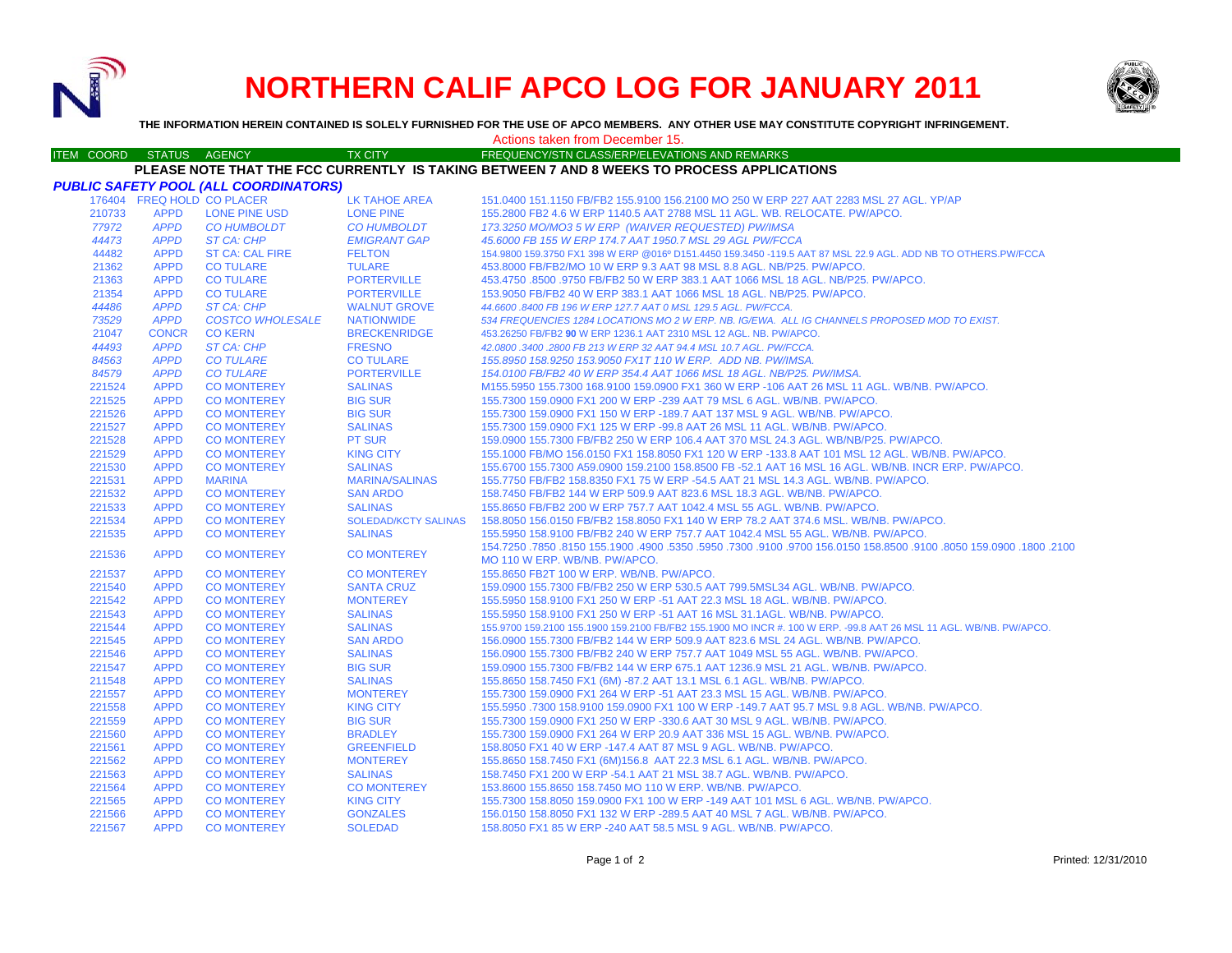# NORTHERN CALIF APCO LOG FOR JANUARY 2011

**THE INFORMATION HEREIN CONTAINED IS SOLELY FURNISHED FOR THE USE OF APCO MEMBERS. ANY OTHER USE MAY CONSTITUTE COPYRIGHT INFRINGEMENT.**

Actions taken from December 15.

**PLEASE NOTE THAT THE FCC CURRENTLY IS TAKING BETWEEN 7 AND 8 WEEKS TO PROCESS APPLICATIONS**

***PUBLIC SAFETY POOL (ALL COORDINATORS)***

| ITEM | COORD | STATUS | AGENCY | TX CITY | FREQUENCY/STN CLASS/ERP/ELEVATIONS AND REMARKS |
|---|---|---|---|---|---|
| | 176404 | FREQ HOLD | CO PLACER | LK TAHOE AREA | 151.0400 151.1150 FB/FB2 155.9100 156.2100 MO 250 W ERP 227 AAT 2283 MSL 27 AGL. YP/AP |
| | 210733 | APPD | LONE PINE USD | LONE PINE | 155.2800 FB2 4.6 W ERP 1140.5 AAT 2788 MSL 11 AGL. WB. RELOCATE. PW/APCO. |
| | *77972* | *APPD* | *CO HUMBOLDT* | *CO HUMBOLDT* | *173.3250 MO/MO3 5 W ERP (WAIVER REQUESTED) PW/IMSA* |
| | *44473* | *APPD* | *ST CA: CHP* | *EMIGRANT GAP* | *45.6000 FB 155 W ERP 174.7 AAT 1950.7 MSL 29 AGL PW/FCCA* |
| | 44482 | APPD | ST CA: CAL FIRE | FELTON | 154.9800 159.3750 FX1 398 W ERP @016º D151.4450 159.3450 -119.5 AAT 87 MSL 22.9 AGL. ADD NB TO OTHERS.PW/FCCA |
| | 21362 | APPD | CO TULARE | TULARE | 453.8000 FB/FB2/MO 10 W ERP 9.3 AAT 98 MSL 8.8 AGL. NB/P25. PW/APCO. |
| | 21363 | APPD | CO TULARE | PORTERVILLE | 453.4750 .8500 .9750 FB/FB2 50 W ERP 383.1 AAT 1066 MSL 18 AGL. NB/P25. PW/APCO. |
| | 21354 | APPD | CO TULARE | PORTERVILLE | 153.9050 FB/FB2 40 W ERP 383.1 AAT 1066 MSL 18 AGL. NB/P25. PW/APCO. |
| | *44486* | *APPD* | *ST CA: CHP* | *WALNUT GROVE* | *44.6600 .8400 FB 196 W ERP 127.7 AAT 0 MSL 129.5 AGL. PW/FCCA.* |
| | *73529* | *APPD* | *COSTCO WHOLESALE* | *NATIONWIDE* | *534 FREQUENCIES 1284 LOCATIONS MO 2 W ERP. NB. IG/EWA. ALL IG CHANNELS PROPOSED MOD TO EXIST.* |
| | 21047 | CONCR | CO KERN | BRECKENRIDGE | 453.26250 FB/FB2 **90** W ERP 1236.1 AAT 2310 MSL 12 AGL. NB. PW/APCO. |
| | *44493* | *APPD* | *ST CA: CHP* | *FRESNO* | *42.0800 .3400 .2800 FB 213 W ERP 32 AAT 94.4 MSL 10.7 AGL. PW/FCCA.* |
| | *84563* | *APPD* | *CO TULARE* | *CO TULARE* | *155.8950 158.9250 153.9050 FX1T 110 W ERP. ADD NB. PW/IMSA.* |
| | *84579* | *APPD* | *CO TULARE* | *PORTERVILLE* | *154.0100 FB/FB2 40 W ERP 354.4 AAT 1066 MSL 18 AGL. NB/P25. PW/IMSA.* |
| | 221524 | APPD | CO MONTEREY | SALINAS | M155.5950 155.7300 168.9100 159.0900 FX1 360 W ERP -106 AAT 26 MSL 11 AGL. WB/NB. PW/APCO. |
| | 221525 | APPD | CO MONTEREY | BIG SUR | 155.7300 159.0900 FX1 200 W ERP -239 AAT 79 MSL 6 AGL. WB/NB. PW/APCO. |
| | 221526 | APPD | CO MONTEREY | BIG SUR | 155.7300 159.0900 FX1 150 W ERP -189.7 AAT 137 MSL 9 AGL. WB/NB. PW/APCO. |
| | 221527 | APPD | CO MONTEREY | SALINAS | 155.7300 159.0900 FX1 125 W ERP -99.8 AAT 26 MSL 11 AGL. WB/NB. PW/APCO. |
| | 221528 | APPD | CO MONTEREY | PT SUR | 159.0900 155.7300 FB/FB2 250 W ERP 106.4 AAT 370 MSL 24.3 AGL. WB/NB/P25. PW/APCO. |
| | 221529 | APPD | CO MONTEREY | KING CITY | 155.1000 FB/MO 156.0150 FX1 158.8050 FX1 120 W ERP -133.8 AAT 101 MSL 12 AGL. WB/NB. PW/APCO. |
| | 221530 | APPD | CO MONTEREY | SALINAS | 155.6700 155.7300 A59.0900 159.2100 158.8500 FB -52.1 AAT 16 MSL 16 AGL. WB/NB. INCR ERP. PW/APCO. |
| | 221531 | APPD | MARINA | MARINA/SALINAS | 155.7750 FB/FB2 158.8350 FX1 75 W ERP -54.5 AAT 21 MSL 14.3 AGL. WB/NB. PW/APCO. |
| | 221532 | APPD | CO MONTEREY | SAN ARDO | 158.7450 FB/FB2 144 W ERP 509.9 AAT 823.6 MSL 18.3 AGL. WB/NB. PW/APCO. |
| | 221533 | APPD | CO MONTEREY | SALINAS | 155.8650 FB/FB2 200 W ERP 757.7 AAT 1042.4 MSL 55 AGL. WB/NB. PW/APCO. |
| | 221534 | APPD | CO MONTEREY | SOLEDAD/KCTY SALINAS | 158.8050 156.0150 FB/FB2 158.8050 FX1 140 W ERP 78.2 AAT 374.6 MSL. WB/NB. PW/APCO. |
| | 221535 | APPD | CO MONTEREY | SALINAS | 155.5950 158.9100 FB/FB2 240 W ERP 757.7 AAT 1042.4 MSL 55 AGL. WB/NB. PW/APCO. |
| | 221536 | APPD | CO MONTEREY | CO MONTEREY | 154.7250 .7850 .8150 155.1900 .4900 .5350 .5950 .7300 .9100 .9700 156.0150 158.8500 .9100 .8050 159.0900 .1800 .2100 MO 110 W ERP. WB/NB. PW/APCO. |
| | 221537 | APPD | CO MONTEREY | CO MONTEREY | 155.8650 FB2T 100 W ERP. WB/NB. PW/APCO. |
| | 221540 | APPD | CO MONTEREY | SANTA CRUZ | 159.0900 155.7300 FB/FB2 250 W ERP 530.5 AAT 799.5MSL34 AGL. WB/NB. PW/APCO. |
| | 221542 | APPD | CO MONTEREY | MONTEREY | 155.5950 158.9100 FX1 250 W ERP -51 AAT 22.3 MSL 18 AGL. WB/NB. PW/APCO. |
| | 221543 | APPD | CO MONTEREY | SALINAS | 155.5950 158.9100 FX1 250 W ERP -51 AAT 16 MSL 31.1AGL. WB/NB. PW/APCO. |
| | 221544 | APPD | CO MONTEREY | SALINAS | 155.9700 159.2100 155.1900 159.2100 FB/FB2 155.1900 MO INCR #. 100 W ERP. -99.8 AAT 26 MSL 11 AGL. WB/NB. PW/APCO. |
| | 221545 | APPD | CO MONTEREY | SAN ARDO | 156.0900 155.7300 FB/FB2 144 W ERP 509.9 AAT 823.6 MSL 24 AGL. WB/NB. PW/APCO. |
| | 221546 | APPD | CO MONTEREY | SALINAS | 156.0900 155.7300 FB/FB2 240 W ERP 757.7 AAT 1049 MSL 55 AGL. WB/NB. PW/APCO. |
| | 221547 | APPD | CO MONTEREY | BIG SUR | 159.0900 155.7300 FB/FB2 144 W ERP 675.1 AAT 1236.9 MSL 21 AGL. WB/NB. PW/APCO. |
| | 211548 | APPD | CO MONTEREY | SALINAS | 155.8650 158.7450 FX1 (6M) -87.2 AAT 13.1 MSL 6.1 AGL. WB/NB. PW/APCO. |
| | 221557 | APPD | CO MONTEREY | MONTEREY | 155.7300 159.0900 FX1 264 W ERP -51 AAT 23.3 MSL 15 AGL. WB/NB. PW/APCO. |
| | 221558 | APPD | CO MONTEREY | KING CITY | 155.5950 .7300 158.9100 159.0900 FX1 100 W ERP -149.7 AAT 95.7 MSL 9.8 AGL. WB/NB. PW/APCO. |
| | 221559 | APPD | CO MONTEREY | BIG SUR | 155.7300 159.0900 FX1 250 W ERP -330.6 AAT 30 MSL 9 AGL. WB/NB. PW/APCO. |
| | 221560 | APPD | CO MONTEREY | BRADLEY | 155.7300 159.0900 FX1 264 W ERP 20.9 AAT 336 MSL 15 AGL. WB/NB. PW/APCO. |
| | 221561 | APPD | CO MONTEREY | GREENFIELD | 158.8050 FX1 40 W ERP -147.4 AAT 87 MSL 9 AGL. WB/NB. PW/APCO. |
| | 221562 | APPD | CO MONTEREY | MONTEREY | 155.8650 158.7450 FX1 (6M)156.8 AAT 22.3 MSL 6.1 AGL. WB/NB. PW/APCO. |
| | 221563 | APPD | CO MONTEREY | SALINAS | 158.7450 FX1 200 W ERP -54.1 AAT 21 MSL 38.7 AGL. WB/NB. PW/APCO. |
| | 221564 | APPD | CO MONTEREY | CO MONTEREY | 153.8600 155.8650 158.7450 MO 110 W ERP. WB/NB. PW/APCO. |
| | 221565 | APPD | CO MONTEREY | KING CITY | 155.7300 158.8050 159.0900 FX1 100 W ERP -149 AAT 101 MSL 6 AGL. WB/NB. PW/APCO. |
| | 221566 | APPD | CO MONTEREY | GONZALES | 156.0150 158.8050 FX1 132 W ERP -289.5 AAT 40 MSL 7 AGL. WB/NB. PW/APCO. |
| | 221567 | APPD | CO MONTEREY | SOLEDAD | 158.8050 FX1 85 W ERP -240 AAT 58.5 MSL 9 AGL. WB/NB. PW/APCO. |

Printed: 12/31/2010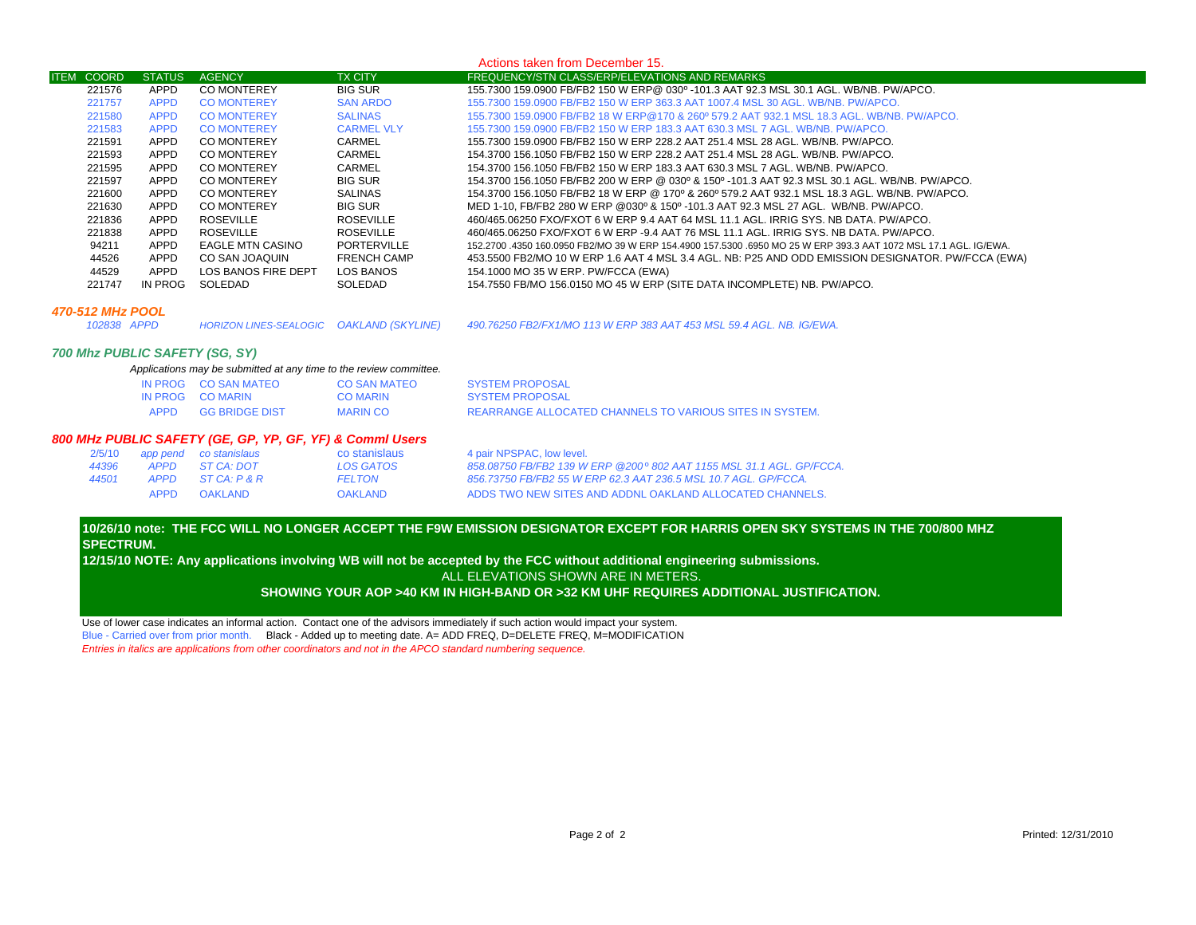Actions taken from December 15.

| ITEM | COORD | STATUS | AGENCY | TX CITY | FREQUENCY/STN CLASS/ERP/ELEVATIONS AND REMARKS |
|---|---|---|---|---|---|
| | 221576 | APPD | CO MONTEREY | BIG SUR | 155.7300 159.0900 FB/FB2 150 W ERP@ 030º -101.3 AAT 92.3 MSL 30.1 AGL. WB/NB. PW/APCO. |
| | 221757 | APPD | CO MONTEREY | SAN ARDO | 155.7300 159.0900 FB/FB2 150 W ERP 363.3 AAT 1007.4 MSL 30 AGL. WB/NB. PW/APCO. |
| | 221580 | APPD | CO MONTEREY | SALINAS | 155.7300 159.0900 FB/FB2 18 W ERP@170 & 260º 579.2 AAT 932.1 MSL 18.3 AGL. WB/NB. PW/APCO. |
| | 221583 | APPD | CO MONTEREY | CARMEL VLY | 155.7300 159.0900 FB/FB2 150 W ERP 183.3 AAT 630.3 MSL 7 AGL. WB/NB. PW/APCO. |
| | 221591 | APPD | CO MONTEREY | CARMEL | 155.7300 159.0900 FB/FB2 150 W ERP 228.2 AAT 251.4 MSL 28 AGL. WB/NB. PW/APCO. |
| | 221593 | APPD | CO MONTEREY | CARMEL | 154.3700 156.1050 FB/FB2 150 W ERP 228.2 AAT 251.4 MSL 28 AGL. WB/NB. PW/APCO. |
| | 221595 | APPD | CO MONTEREY | CARMEL | 154.3700 156.1050 FB/FB2 150 W ERP 183.3 AAT 630.3 MSL 7 AGL. WB/NB. PW/APCO. |
| | 221597 | APPD | CO MONTEREY | BIG SUR | 154.3700 156.1050 FB/FB2 200 W ERP @ 030º & 150º -101.3 AAT 92.3 MSL 30.1 AGL. WB/NB. PW/APCO. |
| | 221600 | APPD | CO MONTEREY | SALINAS | 154.3700 156.1050 FB/FB2 18 W ERP @ 170º & 260º 579.2 AAT 932.1 MSL 18.3 AGL. WB/NB. PW/APCO. |
| | 221630 | APPD | CO MONTEREY | BIG SUR | MED 1-10, FB/FB2 280 W ERP @030º & 150º -101.3 AAT 92.3 MSL 27 AGL. WB/NB. PW/APCO. |
| | 221836 | APPD | ROSEVILLE | ROSEVILLE | 460/465.06250 FXO/FXOT 6 W ERP 9.4 AAT 64 MSL 11.1 AGL. IRRIG SYS. NB DATA. PW/APCO. |
| | 221838 | APPD | ROSEVILLE | ROSEVILLE | 460/465.06250 FXO/FXOT 6 W ERP -9.4 AAT 76 MSL 11.1 AGL. IRRIG SYS. NB DATA. PW/APCO. |
| | 94211 | APPD | EAGLE MTN CASINO | PORTERVILLE | 152.2700 .4350 160.0950 FB2/MO 39 W ERP 154.4900 157.5300 .6950 MO 25 W ERP 393.3 AAT 1072 MSL 17.1 AGL. IG/EWA. |
| | 44526 | APPD | CO SAN JOAQUIN | FRENCH CAMP | 453.5500 FB2/MO 10 W ERP 1.6 AAT 4 MSL 3.4 AGL. NB: P25 AND ODD EMISSION DESIGNATOR. PW/FCCA (EWA) |
| | 44529 | APPD | LOS BANOS FIRE DEPT | LOS BANOS | 154.1000 MO 35 W ERP. PW/FCCA (EWA) |
| | 221747 | IN PROG | SOLEDAD | SOLEDAD | 154.7550 FB/MO 156.0150 MO 45 W ERP (SITE DATA INCOMPLETE) NB. PW/APCO. |

### *470-512 MHz POOL*

| | | | | | |
|---|---|---|---|---|---|
| | *102838* | *APPD* | *HORIZON LINES-SEALOGIC* | *OAKLAND (SKYLINE)* | *490.76250 FB2/FX1/MO 113 W ERP 383 AAT 453 MSL 59.4 AGL. NB. IG/EWA.* |

### *700 Mhz PUBLIC SAFETY (SG, SY)*

*Applications may be submitted at any time to the review committee.*

| | | | | | |
|---|---|---|---|---|---|
| | | IN PROG | CO SAN MATEO | CO SAN MATEO | SYSTEM PROPOSAL |
| | | IN PROG | CO MARIN | CO MARIN | SYSTEM PROPOSAL |
| | | APPD | GG BRIDGE DIST | MARIN CO | REARRANGE ALLOCATED CHANNELS TO VARIOUS SITES IN SYSTEM. |

### *800 MHz PUBLIC SAFETY (GE, GP, YP, GF, YF) & Comml Users*

| | | | | | |
|---|---|---|---|---|---|
| | 2/5/10 | *app pend* | *co stanislaus* | co stanislaus | 4 pair NPSPAC, low level. |
| | *44396* | *APPD* | *ST CA: DOT* | *LOS GATOS* | *858.08750 FB/FB2 139 W ERP @200º 802 AAT 1155 MSL 31.1 AGL. GP/FCCA.* |
| | *44501* | *APPD* | *ST CA: P & R* | *FELTON* | *856.73750 FB/FB2 55 W ERP 62.3 AAT 236.5 MSL 10.7 AGL. GP/FCCA.* |
| | | APPD | OAKLAND | OAKLAND | ADDS TWO NEW SITES AND ADDNL OAKLAND ALLOCATED CHANNELS. |

**10/26/10 note: THE FCC WILL NO LONGER ACCEPT THE F9W EMISSION DESIGNATOR EXCEPT FOR HARRIS OPEN SKY SYSTEMS IN THE 700/800 MHZ SPECTRUM.**

**12/15/10 NOTE: Any applications involving WB will not be accepted by the FCC without additional engineering submissions.**

ALL ELEVATIONS SHOWN ARE IN METERS.

**SHOWING YOUR AOP >40 KM IN HIGH-BAND OR >32 KM UHF REQUIRES ADDITIONAL JUSTIFICATION.**

Use of lower case indicates an informal action. Contact one of the advisors immediately if such action would impact your system.

Blue - Carried over from prior month. Black - Added up to meeting date. A= ADD FREQ, D=DELETE FREQ, M=MODIFICATION

*Entries in italics are applications from other coordinators and not in the APCO standard numbering sequence.*

Printed: 12/31/2010